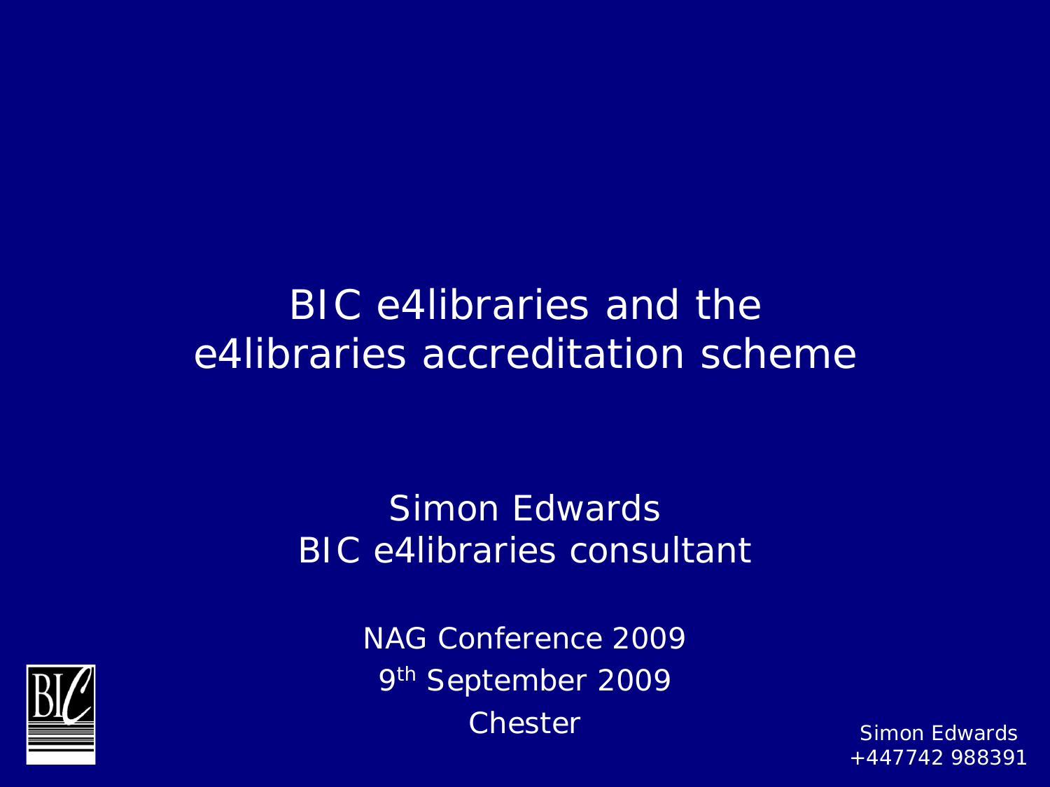# BIC e4libraries and the e4libraries accreditation scheme

Simon Edwards
BIC e4libraries consultant

NAG Conference 2009
9th September 2009
Chester

Simon Edwards
+447742 988391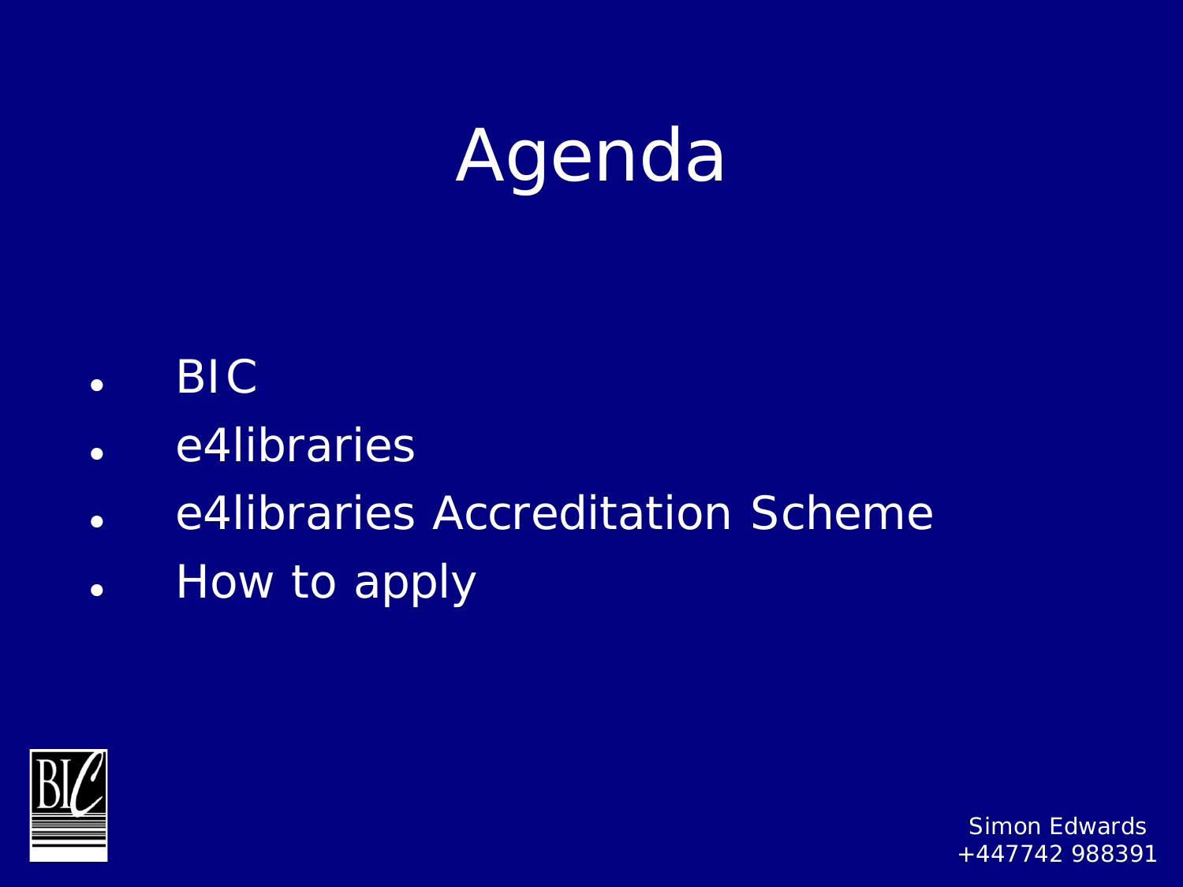# Agenda

- BIC
- e4libraries
- e4libraries Accreditation Scheme
- How to apply

Simon Edwards
+447742 988391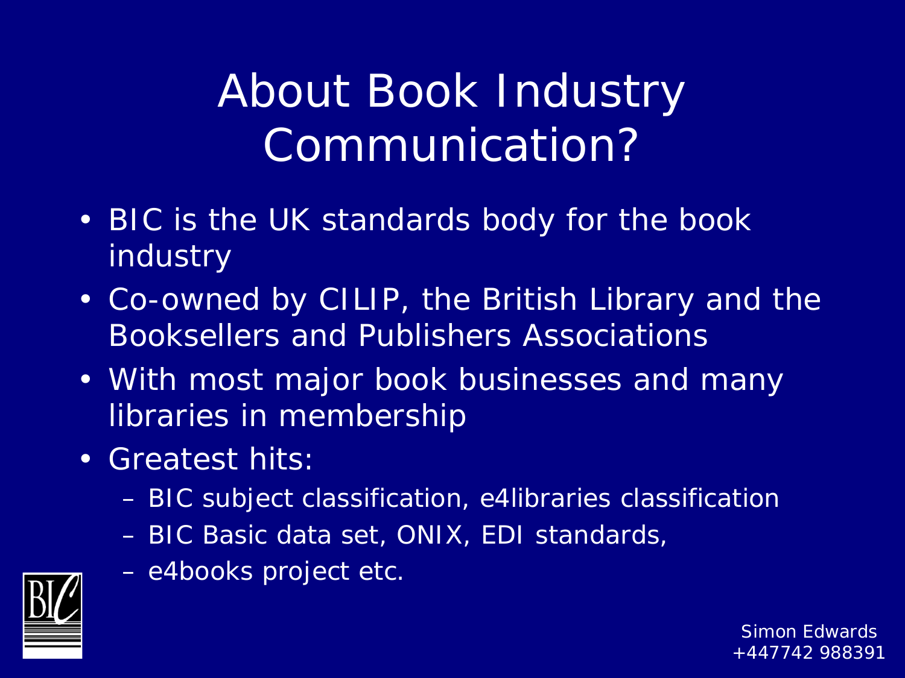# About Book Industry Communication?

- BIC is the UK standards body for the book industry
- Co-owned by CILIP, the British Library and the Booksellers and Publishers Associations
- With most major book businesses and many libraries in membership
- Greatest hits:
  - BIC subject classification, e4libraries classification
  - BIC Basic data set, ONIX, EDI standards,
  - e4books project etc.

Simon Edwards
+447742 988391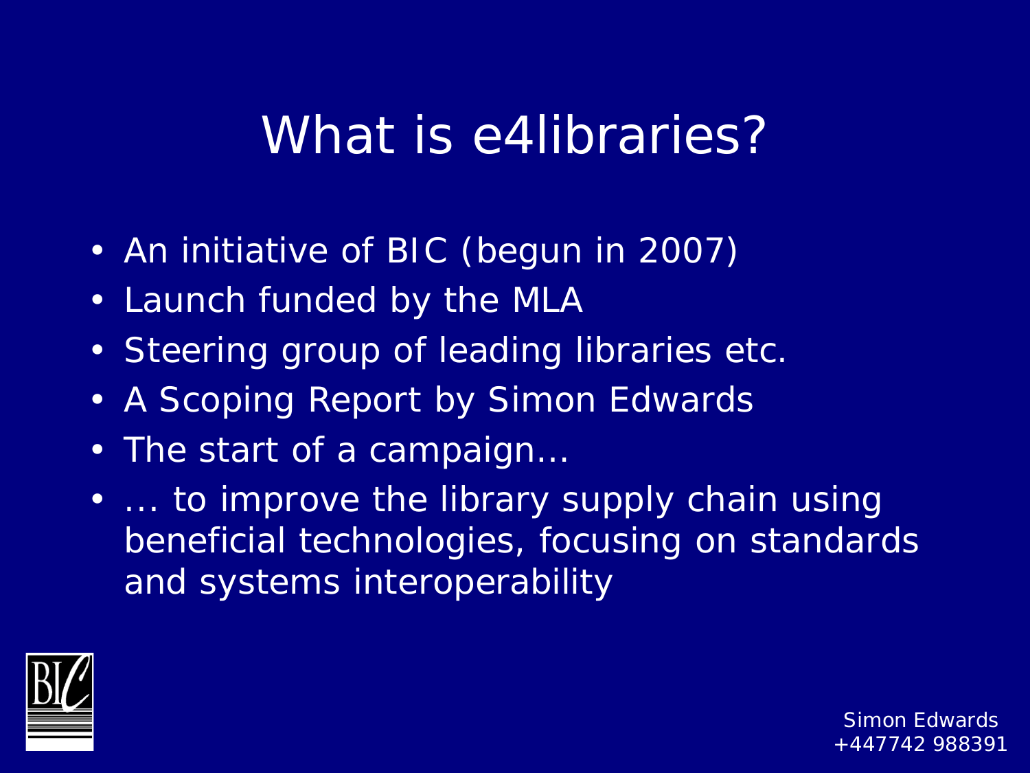# What is e4libraries?

- An initiative of BIC (begun in 2007)
- Launch funded by the MLA
- Steering group of leading libraries etc.
- A Scoping Report by Simon Edwards
- The start of a campaign…
- … to improve the library supply chain using beneficial technologies, focusing on standards and systems interoperability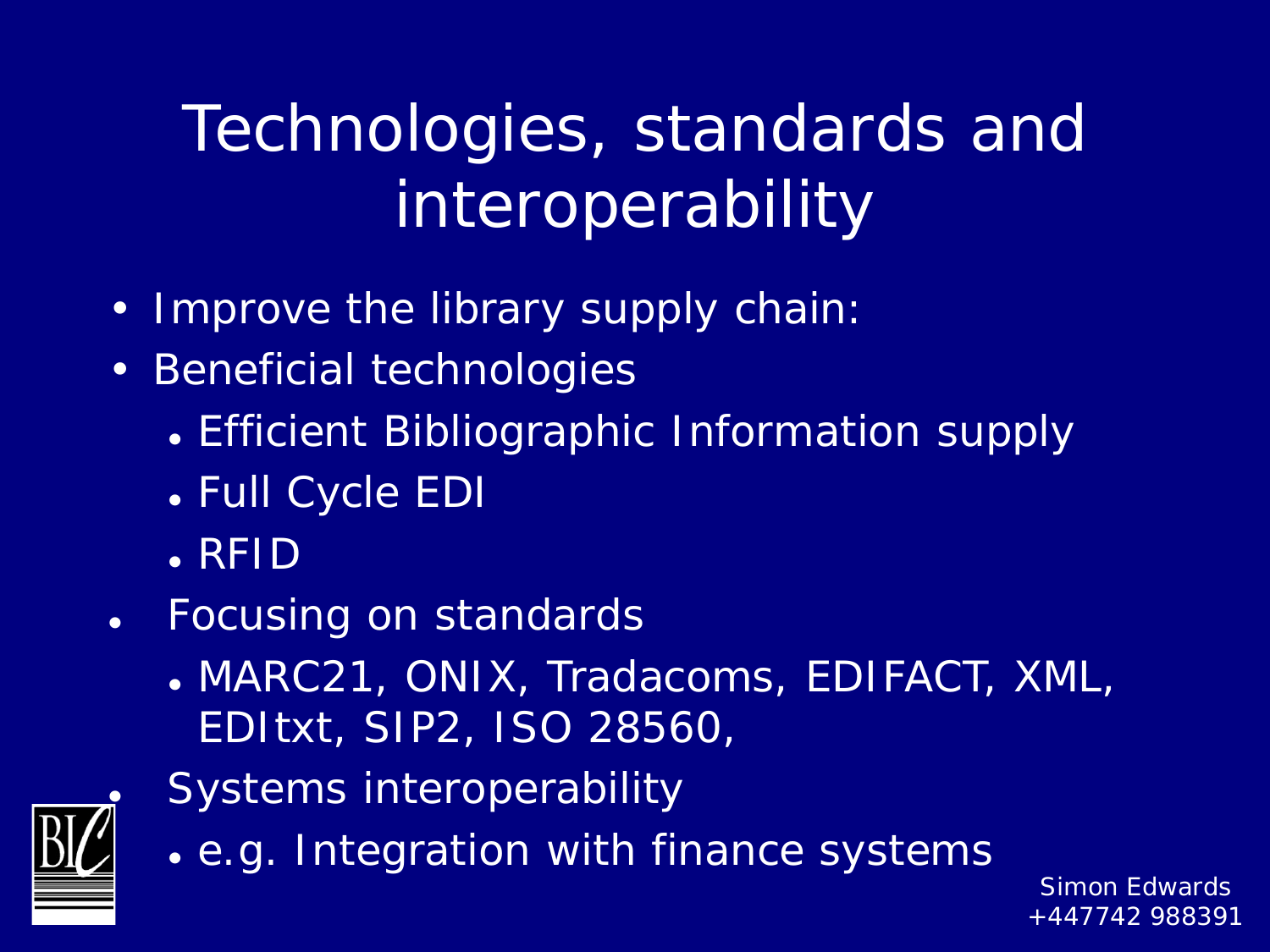# Technologies, standards and interoperability

- Improve the library supply chain:
- Beneficial technologies
  - Efficient Bibliographic Information supply
  - Full Cycle EDI
  - RFID
- Focusing on standards
  - MARC21, ONIX, Tradacoms, EDIFACT, XML, EDItxt, SIP2, ISO 28560,
- Systems interoperability
  - e.g. Integration with finance systems

Simon Edwards
+447742 988391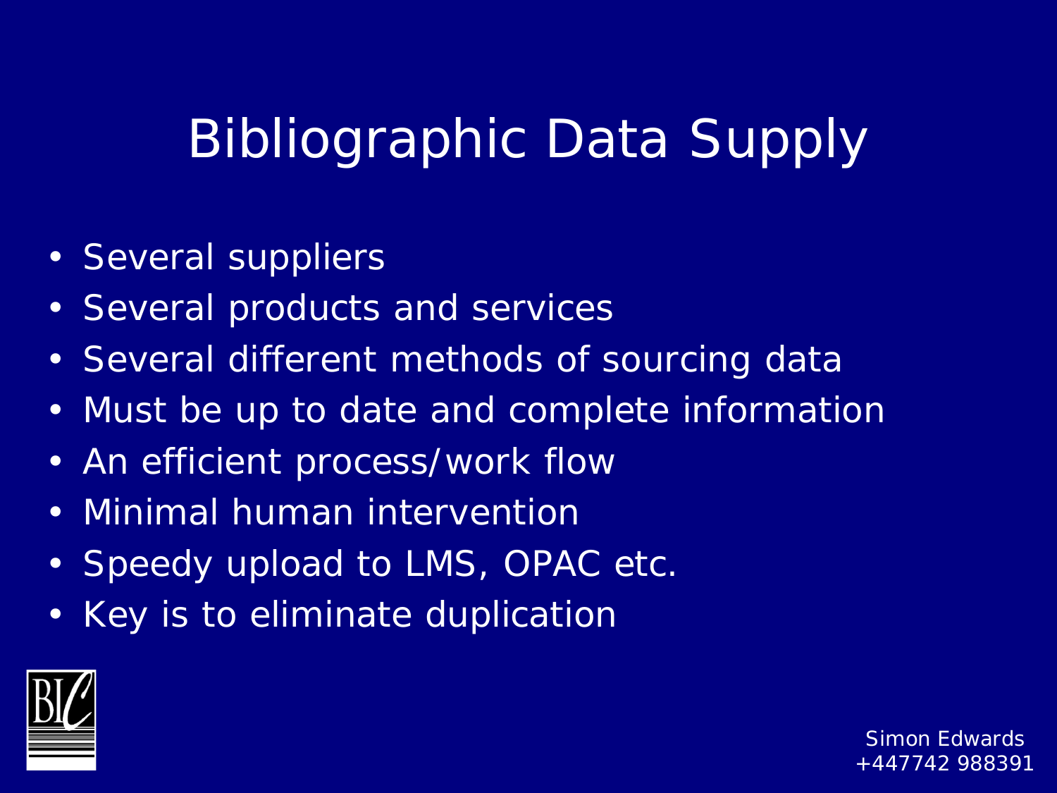# Bibliographic Data Supply

- Several suppliers
- Several products and services
- Several different methods of sourcing data
- Must be up to date and complete information
- An efficient process/work flow
- Minimal human intervention
- Speedy upload to LMS, OPAC etc.
- Key is to eliminate duplication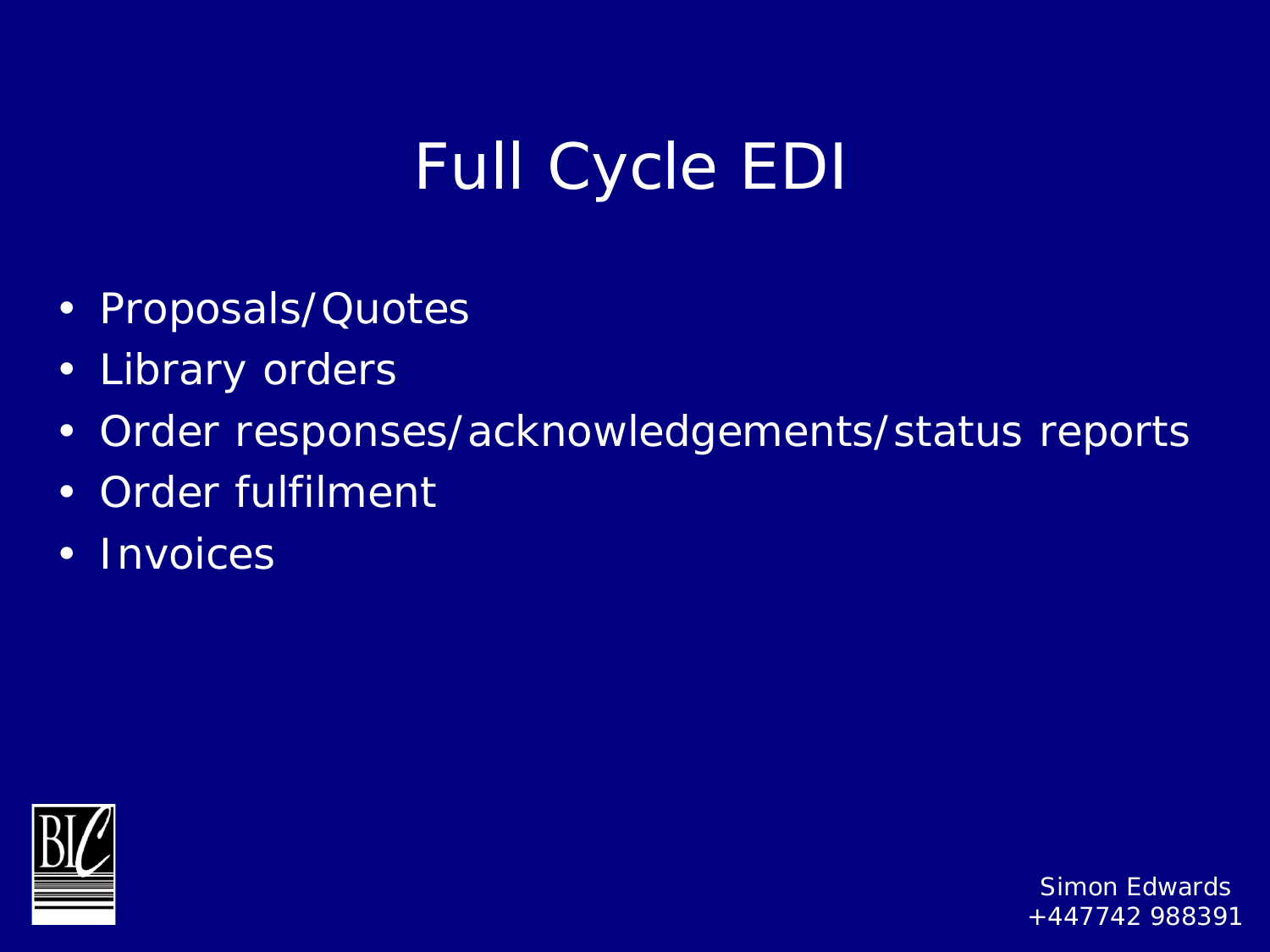# Full Cycle EDI

- Proposals/Quotes
- Library orders
- Order responses/acknowledgements/status reports
- Order fulfilment
- Invoices

Simon Edwards
+447742 988391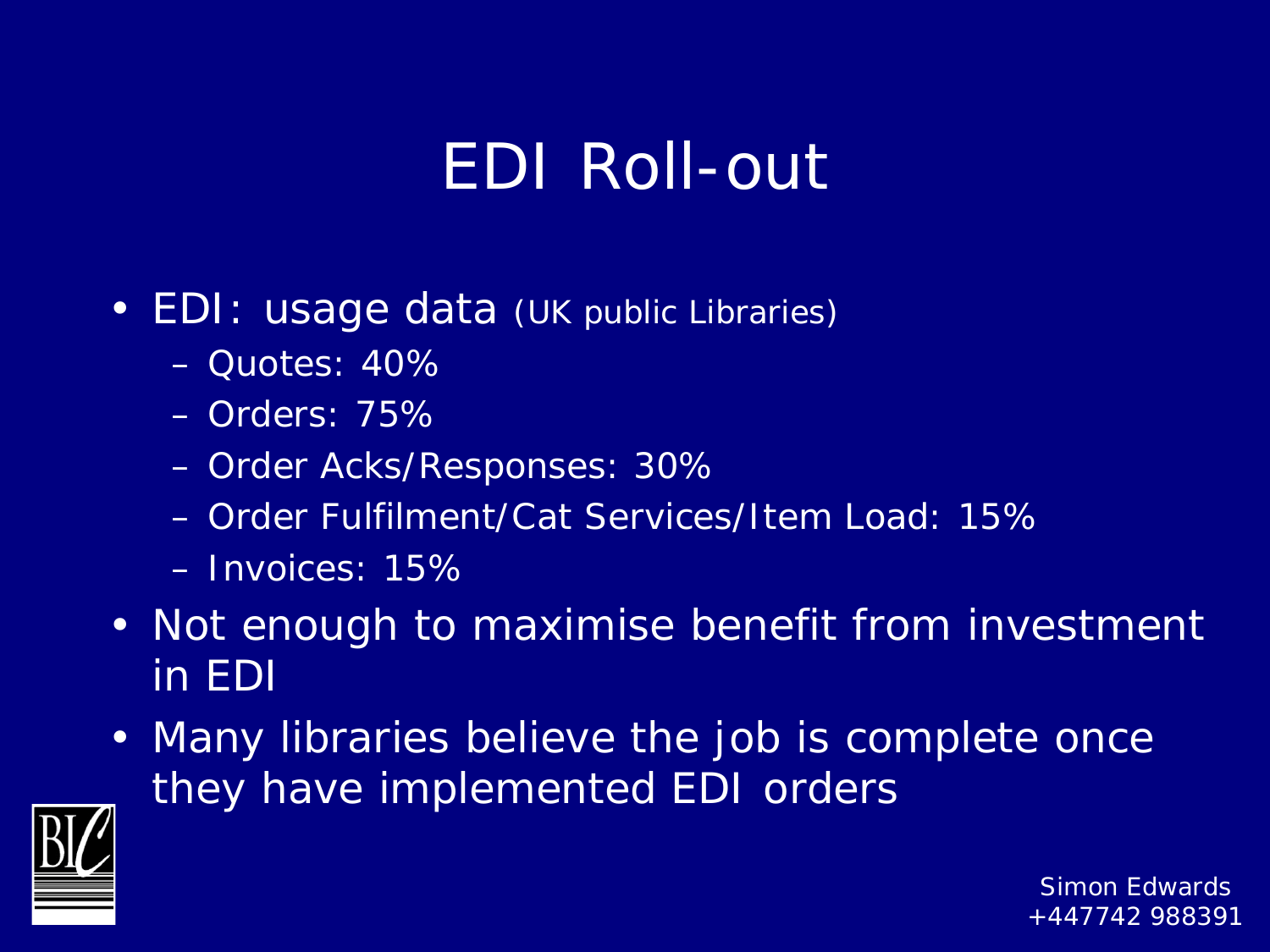# EDI Roll-out

- EDI: usage data (UK public Libraries)
  - Quotes: 40%
  - Orders: 75%
  - Order Acks/Responses: 30%
  - Order Fulfilment/Cat Services/Item Load: 15%
  - Invoices: 15%
- Not enough to maximise benefit from investment in EDI
- Many libraries believe the job is complete once they have implemented EDI orders

Simon Edwards
+447742 988391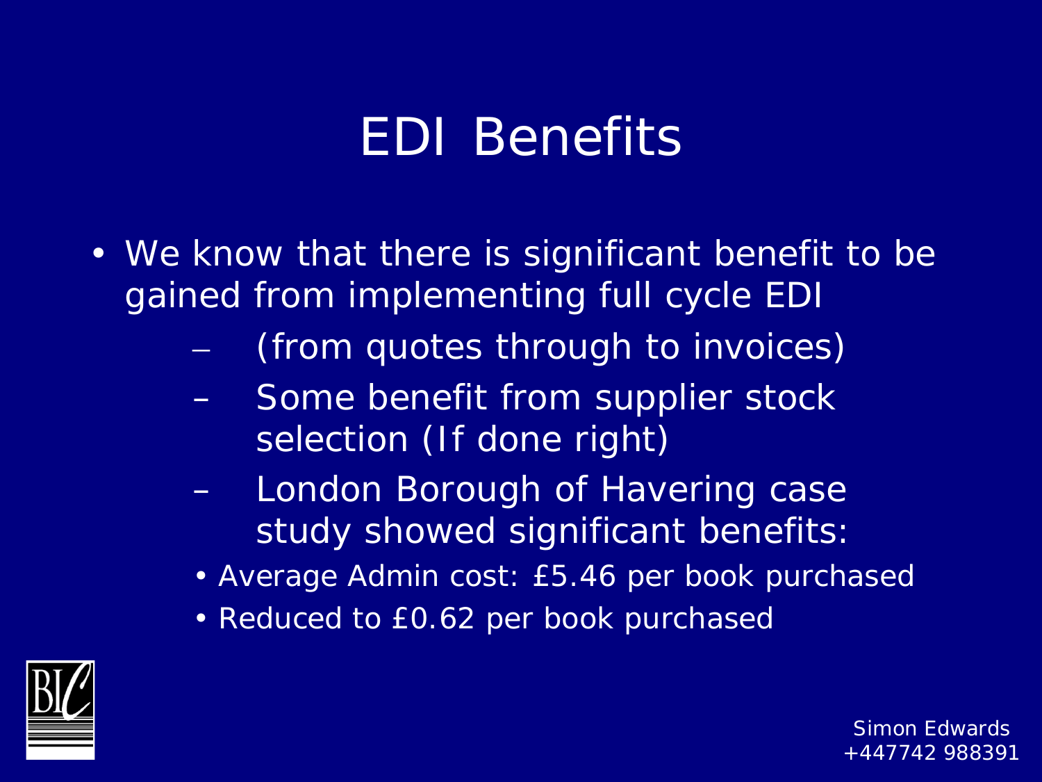# EDI Benefits

- We know that there is significant benefit to be gained from implementing full cycle EDI
  - (from quotes through to invoices)
  - Some benefit from supplier stock selection (If done right)
  - London Borough of Havering case study showed significant benefits:
    - Average Admin cost: £5.46 per book purchased
    - Reduced to £0.62 per book purchased

Simon Edwards
+447742 988391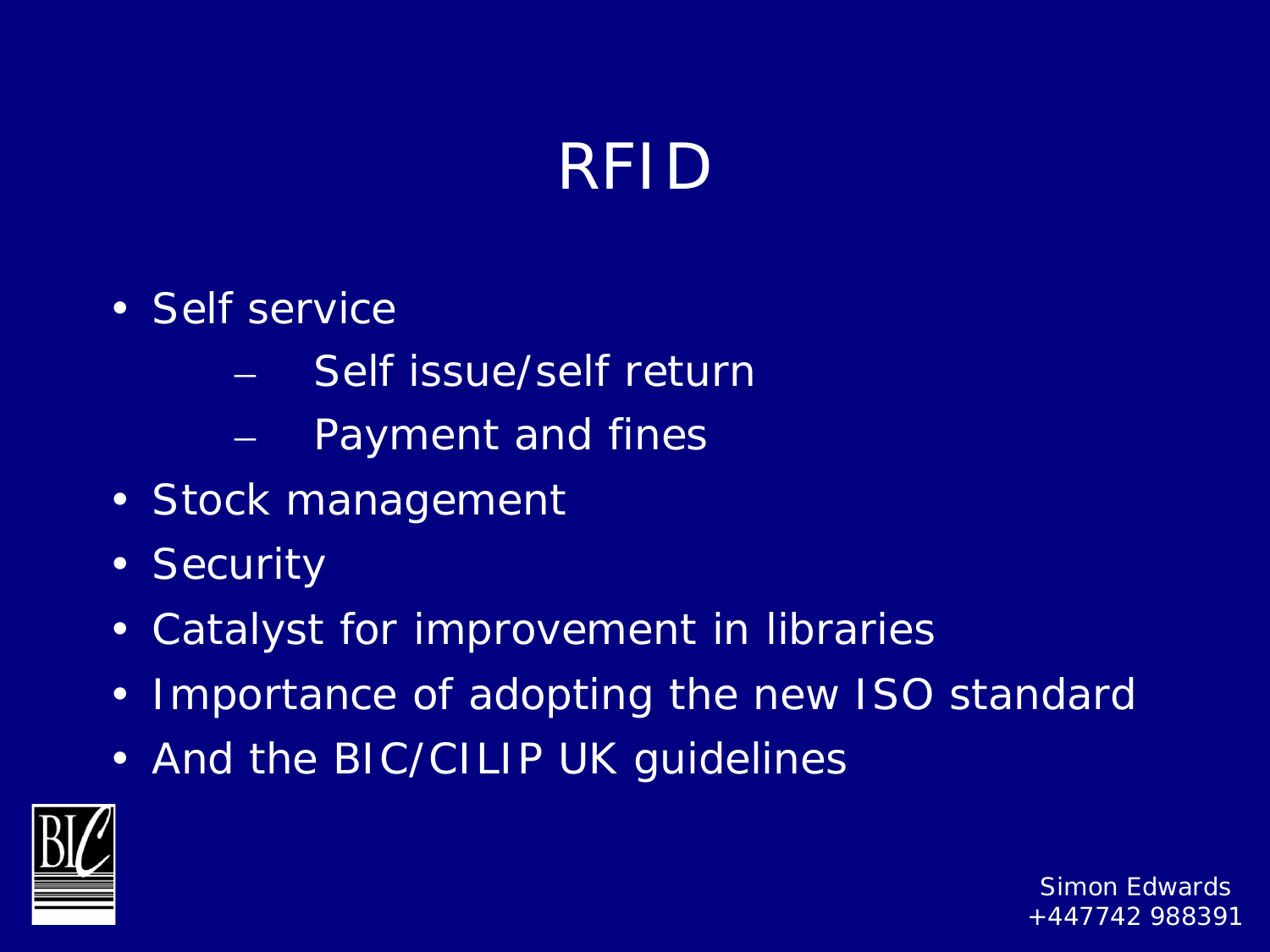# RFID

- Self service
  - Self issue/self return
  - Payment and fines
- Stock management
- Security
- Catalyst for improvement in libraries
- Importance of adopting the new ISO standard
- And the BIC/CILIP UK guidelines

Simon Edwards
+447742 988391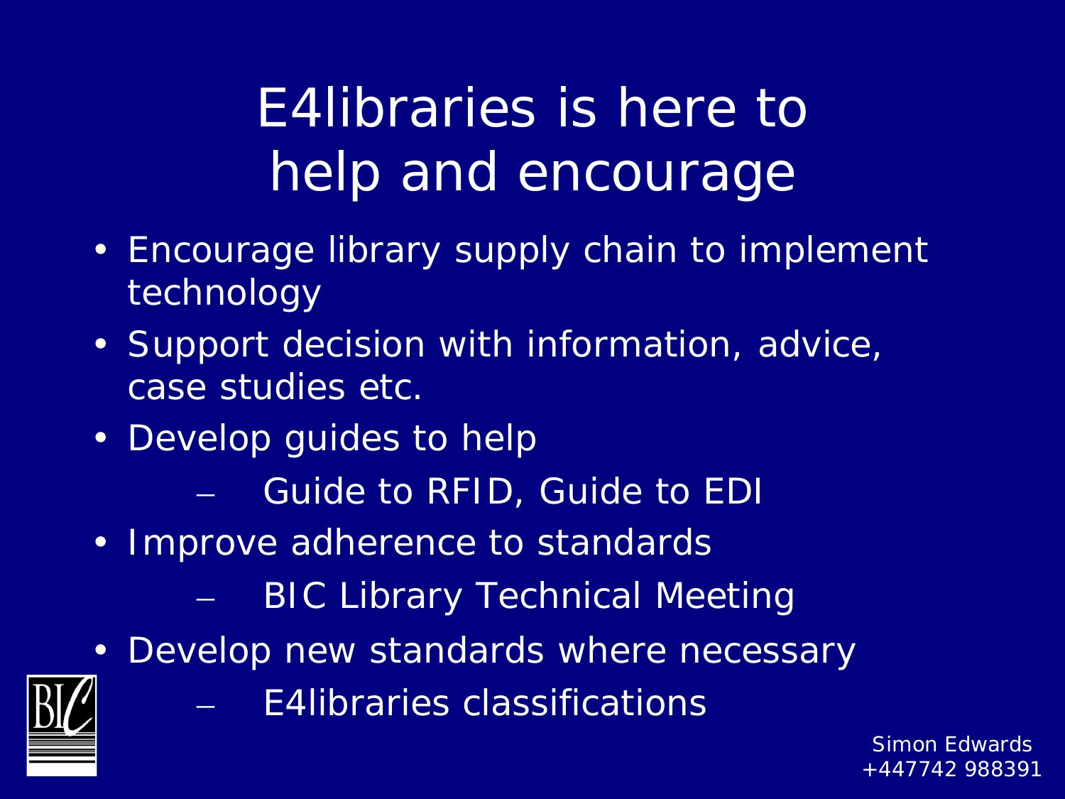# E4libraries is here to help and encourage

- Encourage library supply chain to implement technology
- Support decision with information, advice, case studies etc.
- Develop guides to help
  - Guide to RFID, Guide to EDI
- Improve adherence to standards
  - BIC Library Technical Meeting
- Develop new standards where necessary
  - E4libraries classifications

Simon Edwards
+447742 988391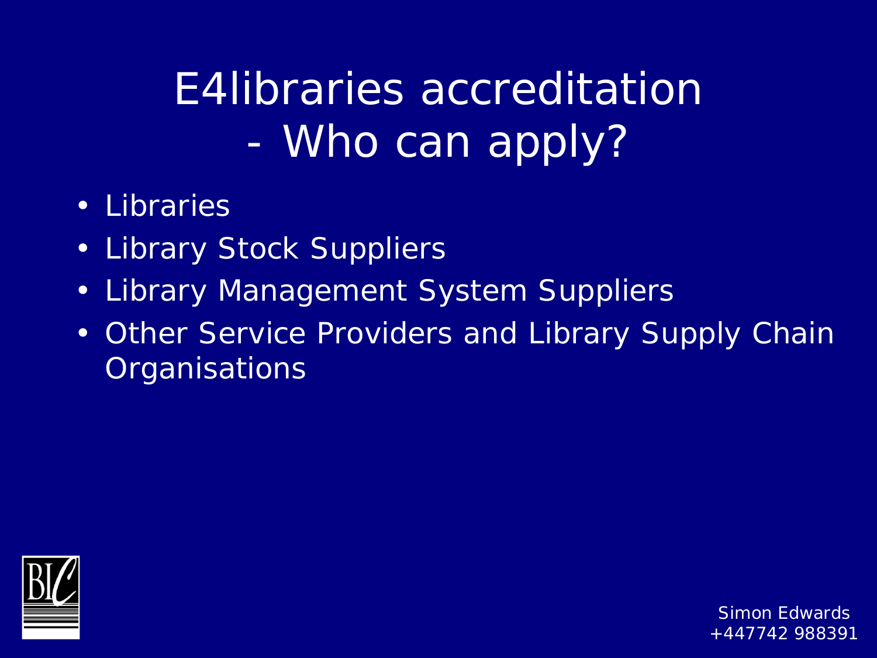# E4libraries accreditation - Who can apply?

- Libraries
- Library Stock Suppliers
- Library Management System Suppliers
- Other Service Providers and Library Supply Chain Organisations

Simon Edwards
+447742 988391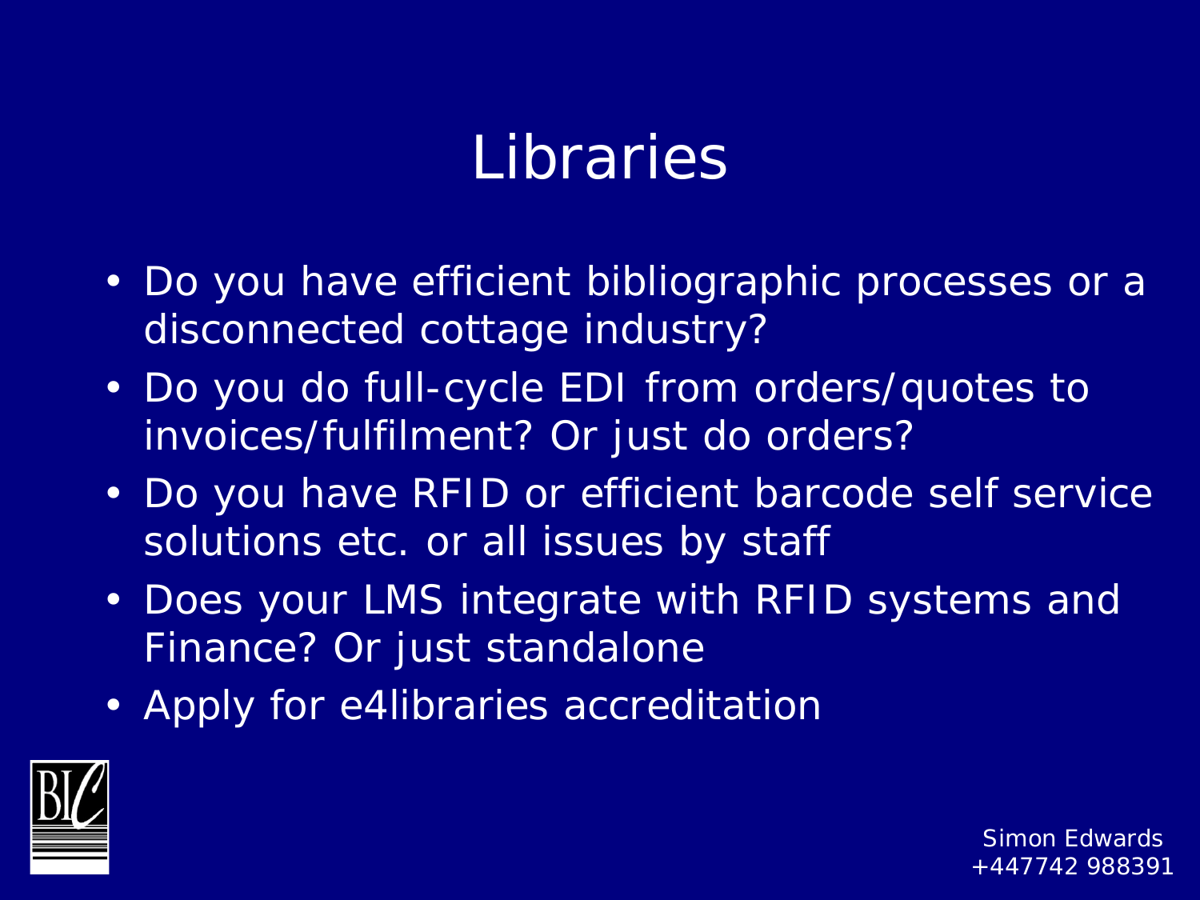# Libraries

- Do you have efficient bibliographic processes or a disconnected cottage industry?
- Do you do full-cycle EDI from orders/quotes to invoices/fulfilment? Or just do orders?
- Do you have RFID or efficient barcode self service solutions etc. or all issues by staff
- Does your LMS integrate with RFID systems and Finance? Or just standalone
- Apply for e4libraries accreditation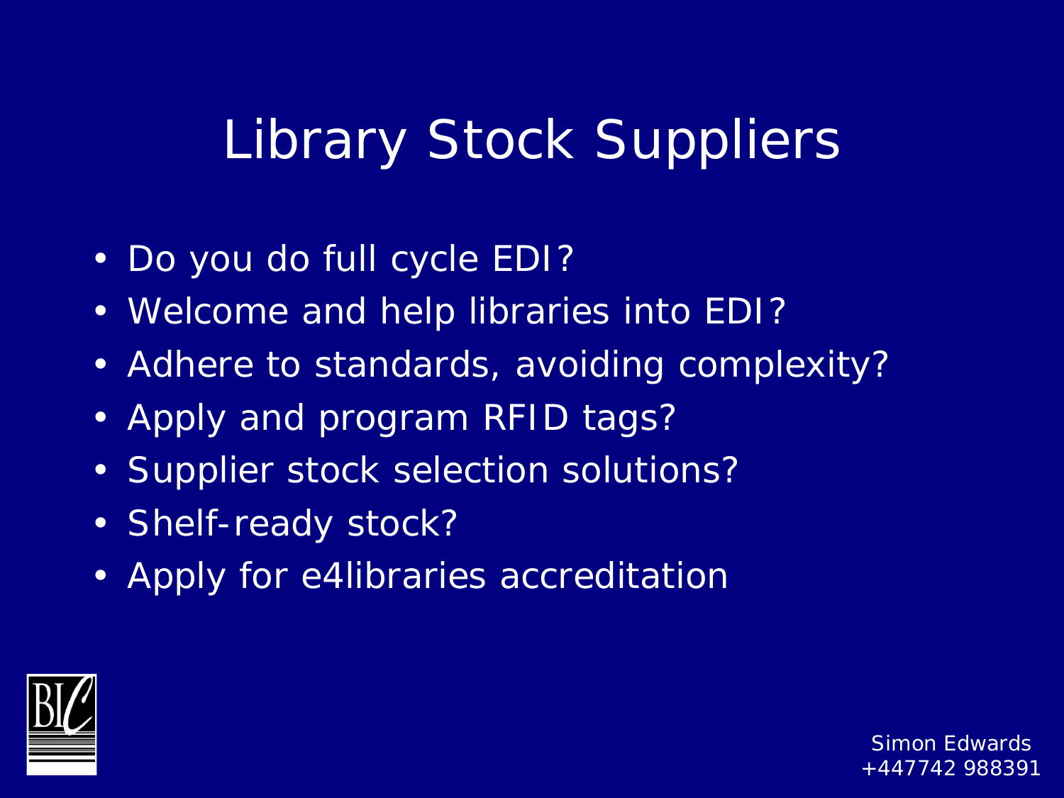# Library Stock Suppliers

- Do you do full cycle EDI?
- Welcome and help libraries into EDI?
- Adhere to standards, avoiding complexity?
- Apply and program RFID tags?
- Supplier stock selection solutions?
- Shelf-ready stock?
- Apply for e4libraries accreditation

Simon Edwards
+447742 988391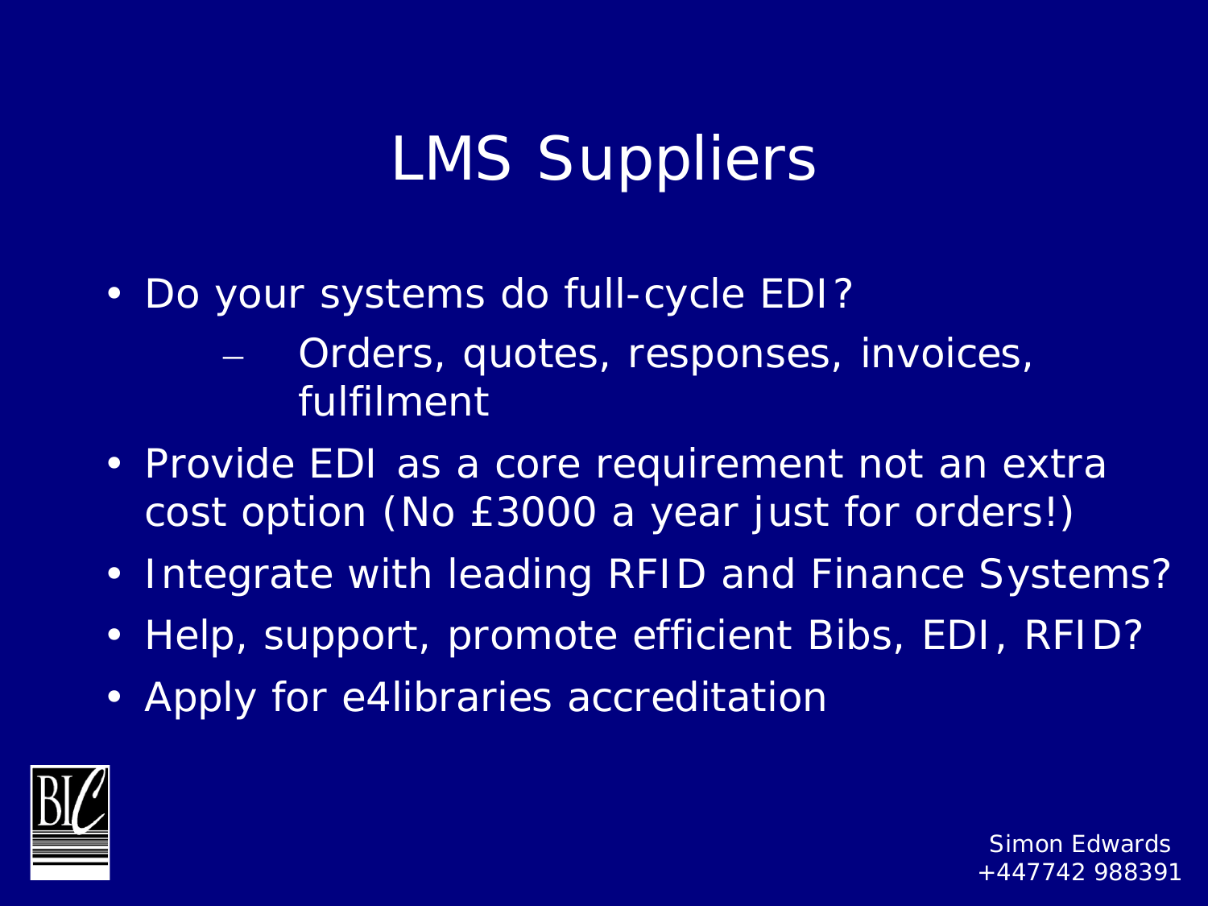# LMS Suppliers

- Do your systems do full-cycle EDI?
  - Orders, quotes, responses, invoices, fulfilment
- Provide EDI as a core requirement not an extra cost option (No £3000 a year just for orders!)
- Integrate with leading RFID and Finance Systems?
- Help, support, promote efficient Bibs, EDI, RFID?
- Apply for e4libraries accreditation

Simon Edwards
+447742 988391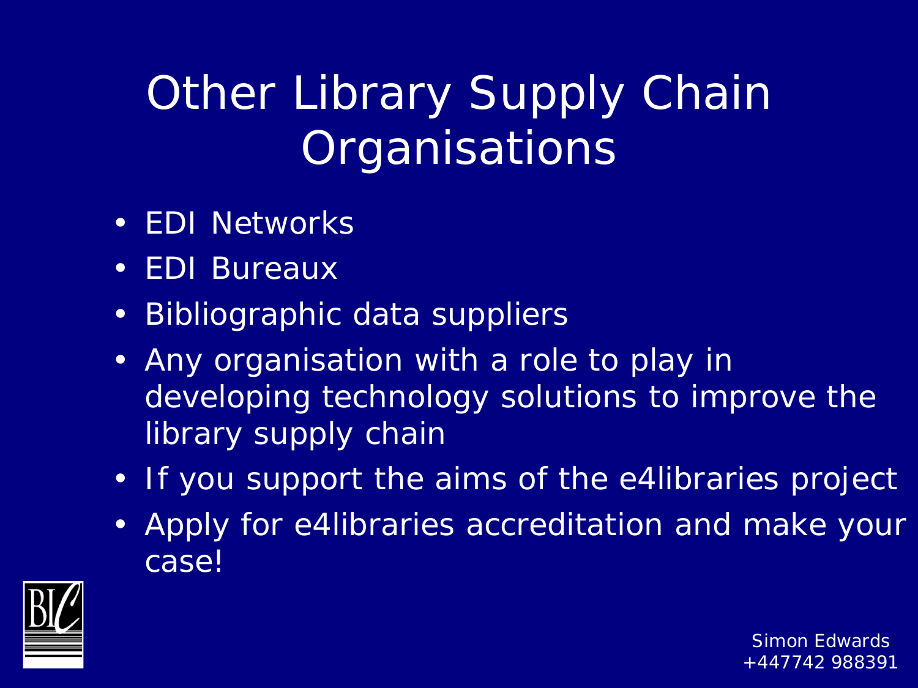# Other Library Supply Chain Organisations

- EDI Networks
- EDI Bureaux
- Bibliographic data suppliers
- Any organisation with a role to play in developing technology solutions to improve the library supply chain
- If you support the aims of the e4libraries project
- Apply for e4libraries accreditation and make your case!

Simon Edwards
+447742 988391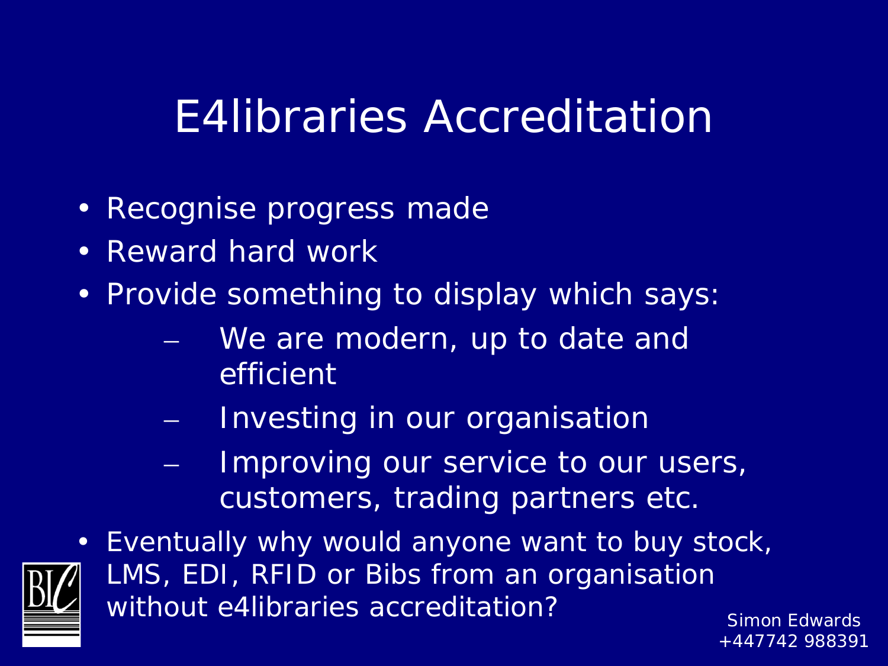# E4libraries Accreditation

- Recognise progress made
- Reward hard work
- Provide something to display which says:
  - We are modern, up to date and efficient
  - Investing in our organisation
  - Improving our service to our users, customers, trading partners etc.
- Eventually why would anyone want to buy stock, LMS, EDI, RFID or Bibs from an organisation without e4libraries accreditation?

Simon Edwards
+447742 988391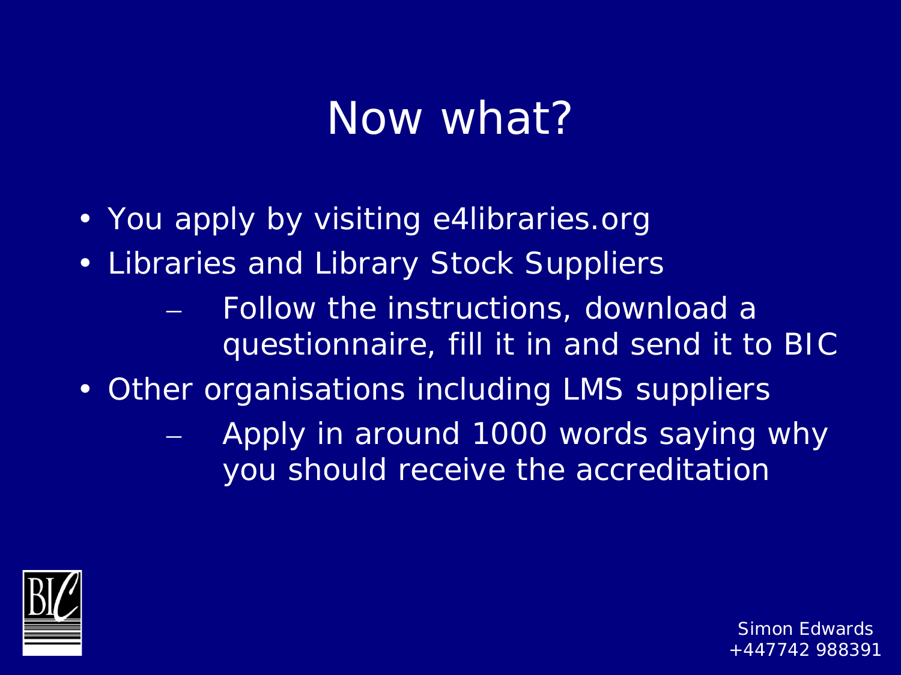# Now what?

- You apply by visiting e4libraries.org
- Libraries and Library Stock Suppliers
  - Follow the instructions, download a questionnaire, fill it in and send it to BIC
- Other organisations including LMS suppliers
  - Apply in around 1000 words saying why you should receive the accreditation

Simon Edwards
+447742 988391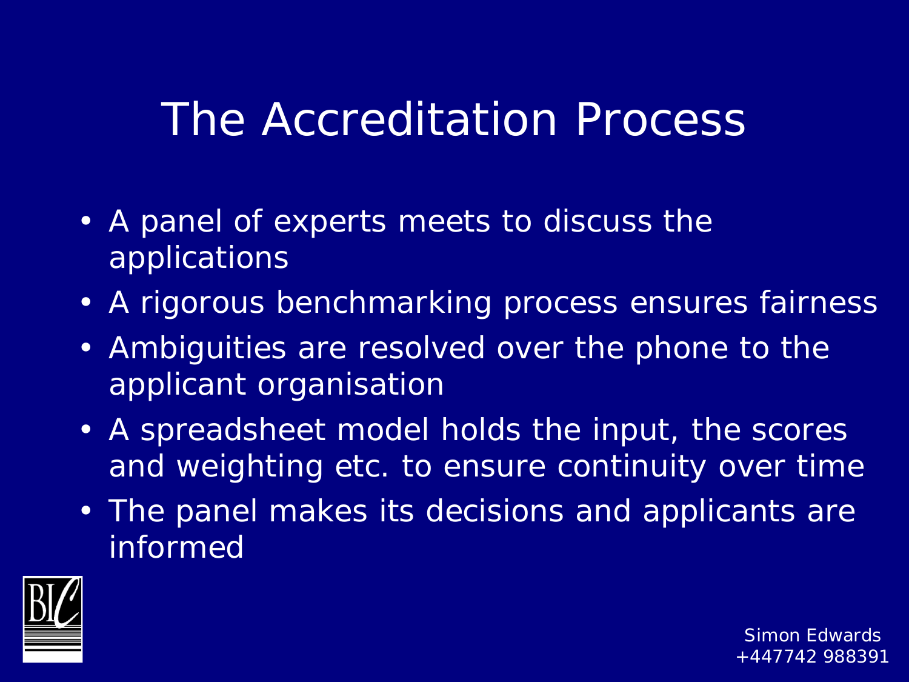# The Accreditation Process

- A panel of experts meets to discuss the applications
- A rigorous benchmarking process ensures fairness
- Ambiguities are resolved over the phone to the applicant organisation
- A spreadsheet model holds the input, the scores and weighting etc. to ensure continuity over time
- The panel makes its decisions and applicants are informed

Simon Edwards
+447742 988391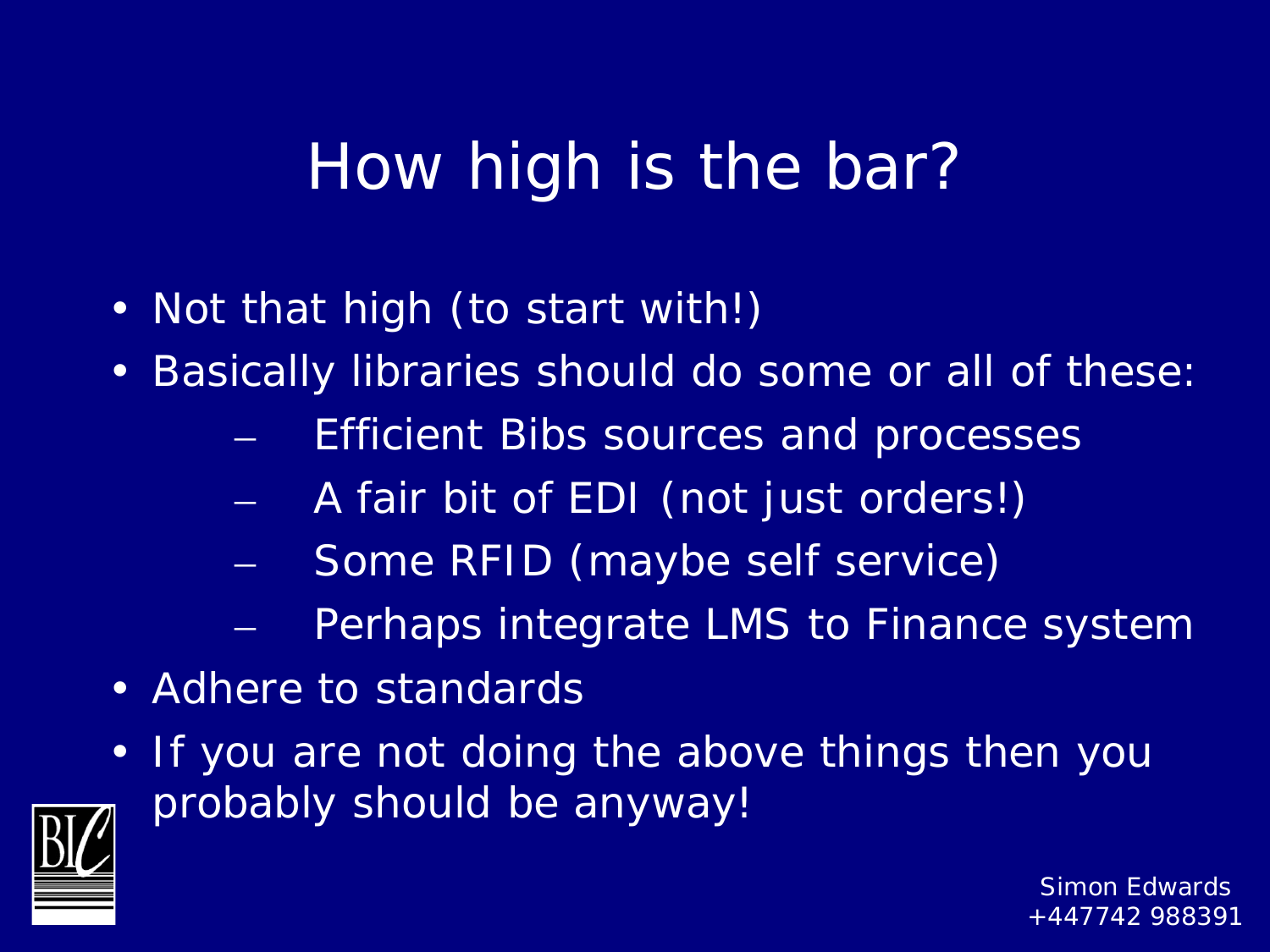# How high is the bar?

- Not that high (to start with!)
- Basically libraries should do some or all of these:
  - Efficient Bibs sources and processes
  - A fair bit of EDI (not just orders!)
  - Some RFID (maybe self service)
  - Perhaps integrate LMS to Finance system
- Adhere to standards
- If you are not doing the above things then you probably should be anyway!

Simon Edwards
+447742 988391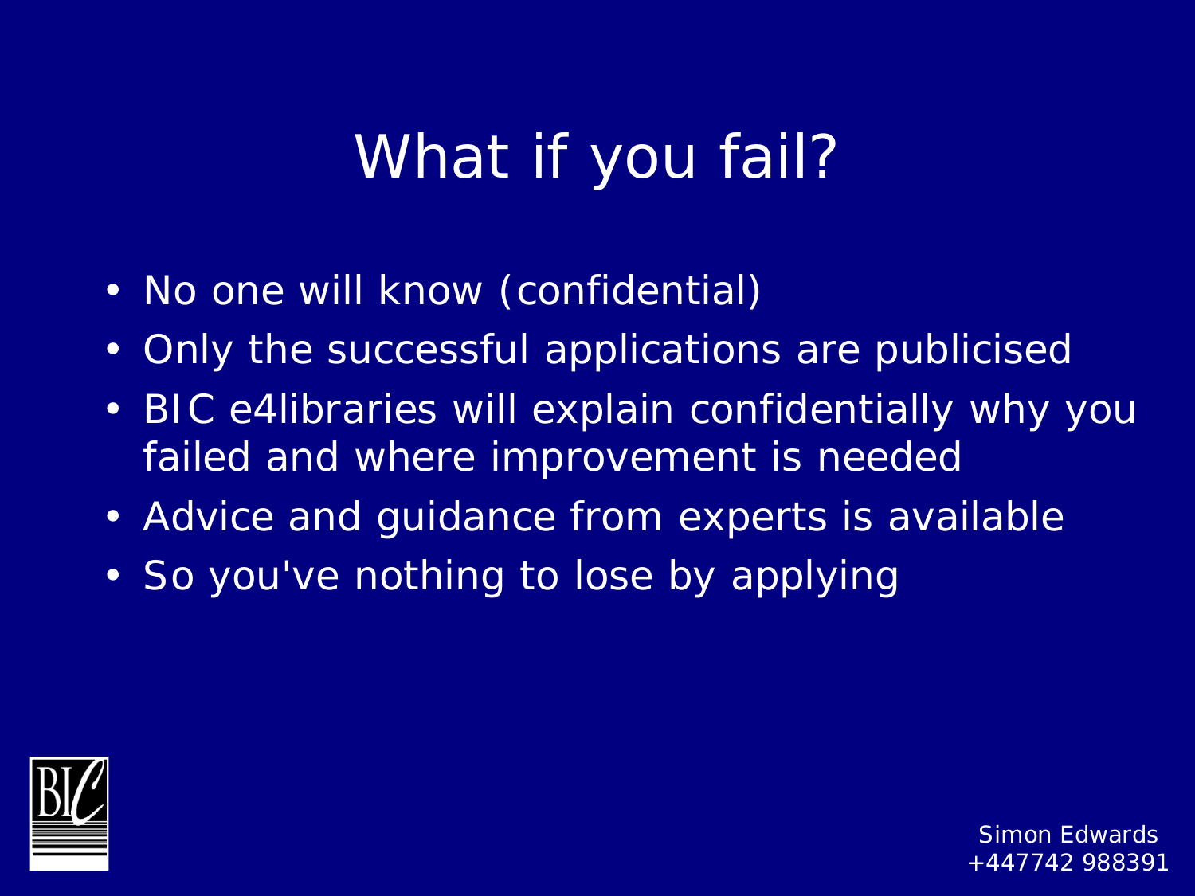# What if you fail?

- No one will know (confidential)
- Only the successful applications are publicised
- BIC e4libraries will explain confidentially why you failed and where improvement is needed
- Advice and guidance from experts is available
- So you've nothing to lose by applying

Simon Edwards
+447742 988391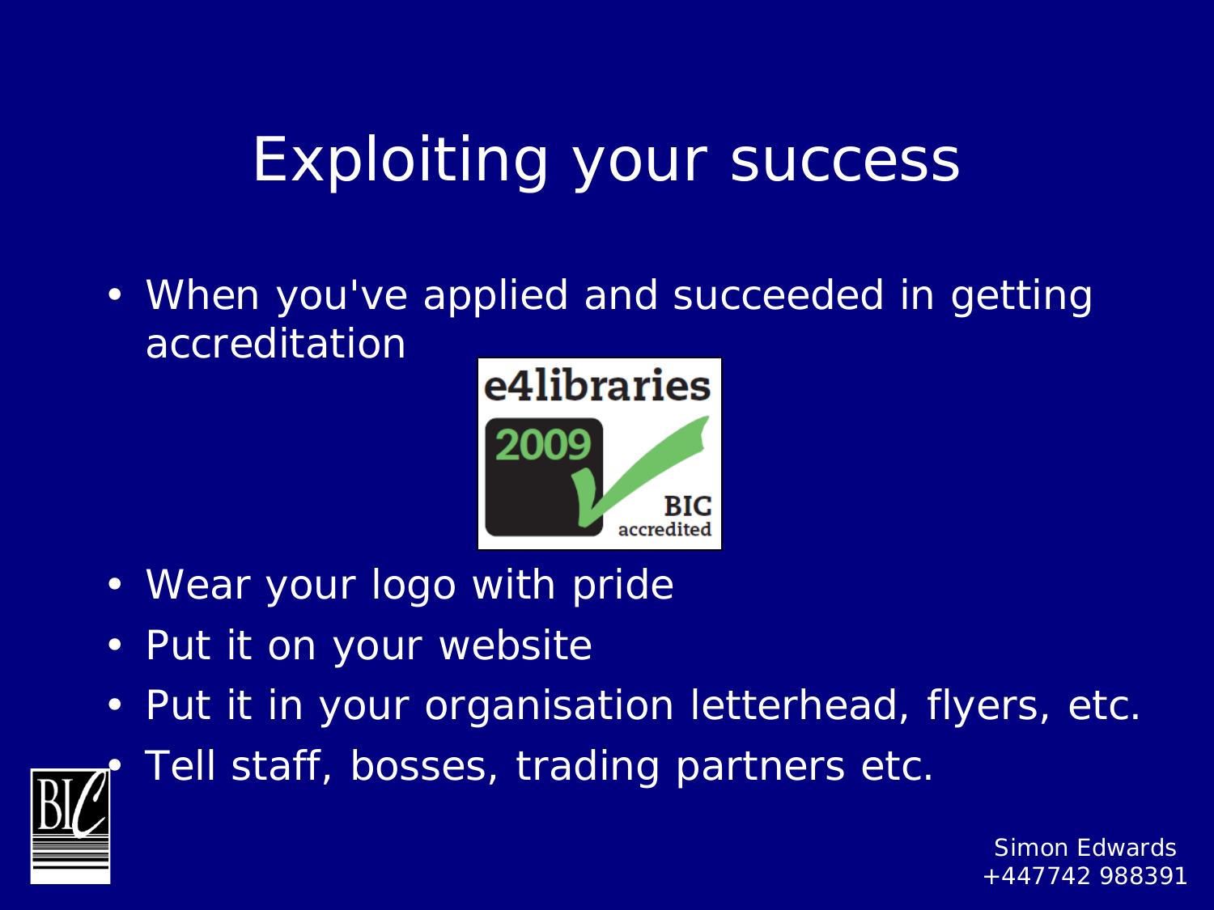# Exploiting your success

- When you've applied and succeeded in getting accreditation

e4libraries 2009 BIC accredited

- Wear your logo with pride
- Put it on your website
- Put it in your organisation letterhead, flyers, etc.
- Tell staff, bosses, trading partners etc.

Simon Edwards
+447742 988391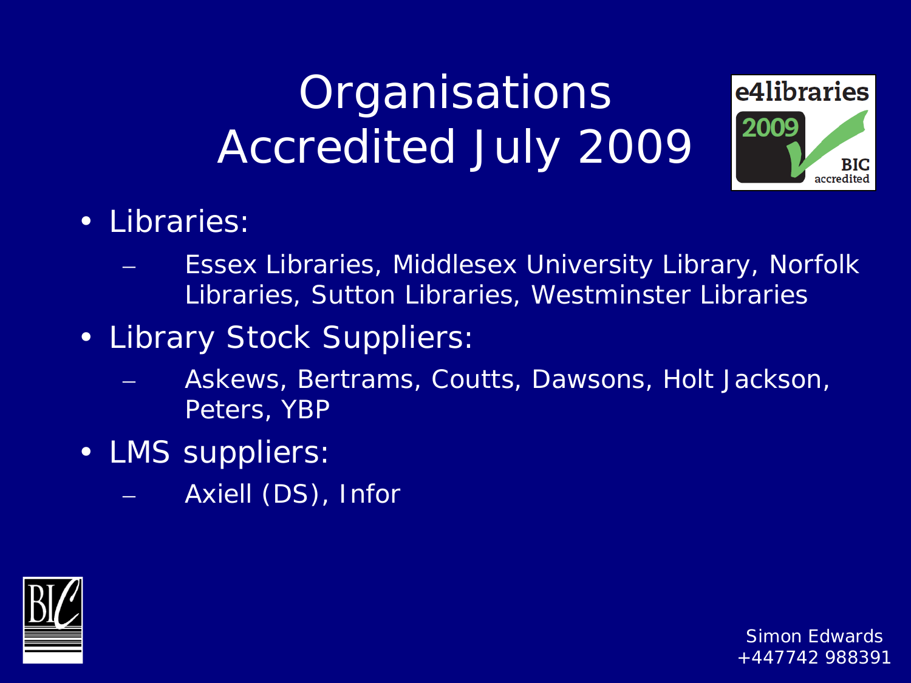# Organisations Accredited July 2009

- Libraries:
  - Essex Libraries, Middlesex University Library, Norfolk Libraries, Sutton Libraries, Westminster Libraries
- Library Stock Suppliers:
  - Askews, Bertrams, Coutts, Dawsons, Holt Jackson, Peters, YBP
- LMS suppliers:
  - Axiell (DS), Infor

Simon Edwards
+447742 988391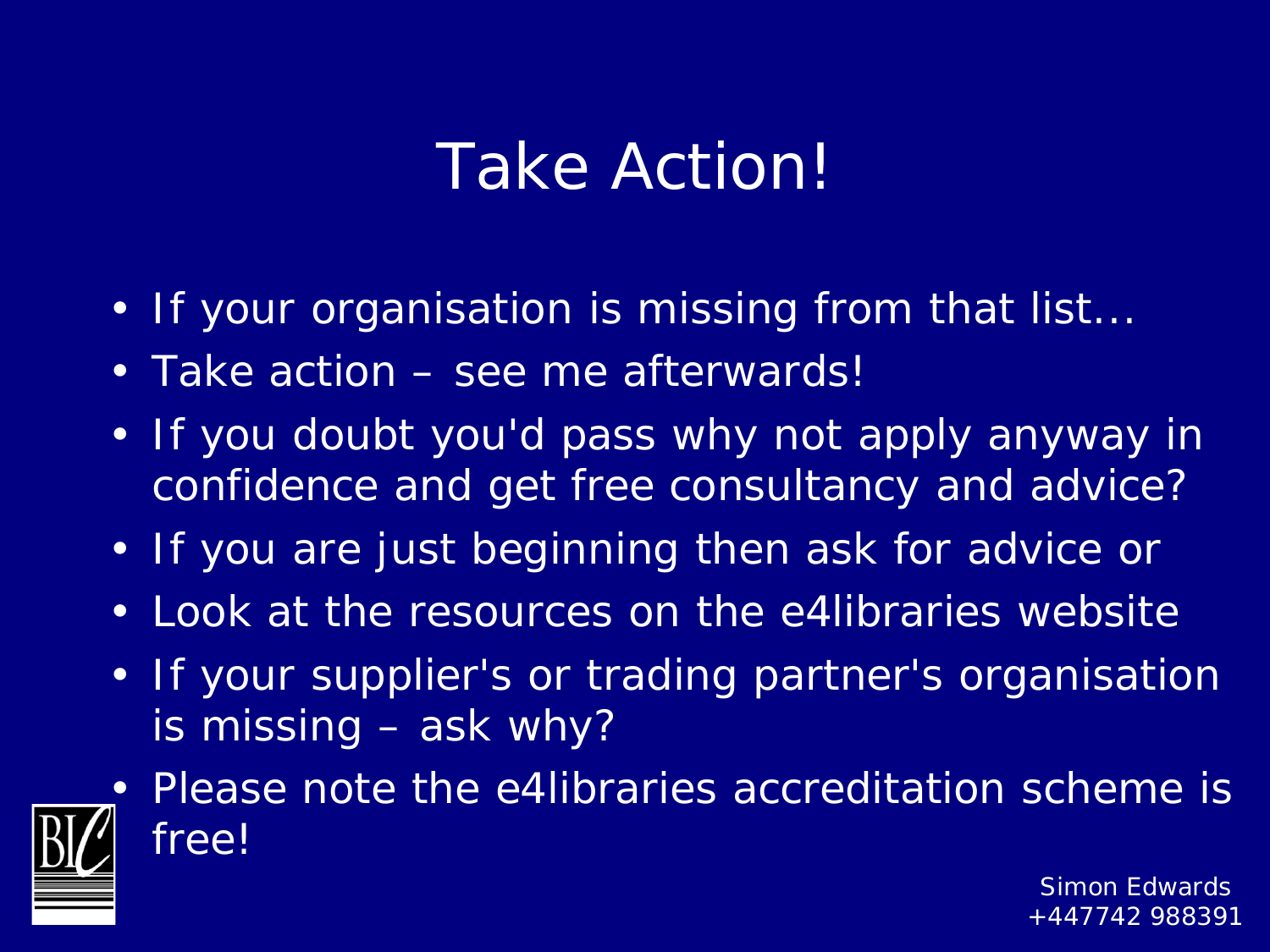# Take Action!

- If your organisation is missing from that list…
- Take action – see me afterwards!
- If you doubt you'd pass why not apply anyway in confidence and get free consultancy and advice?
- If you are just beginning then ask for advice or
- Look at the resources on the e4libraries website
- If your supplier's or trading partner's organisation is missing – ask why?
- Please note the e4libraries accreditation scheme is free!

Simon Edwards
+447742 988391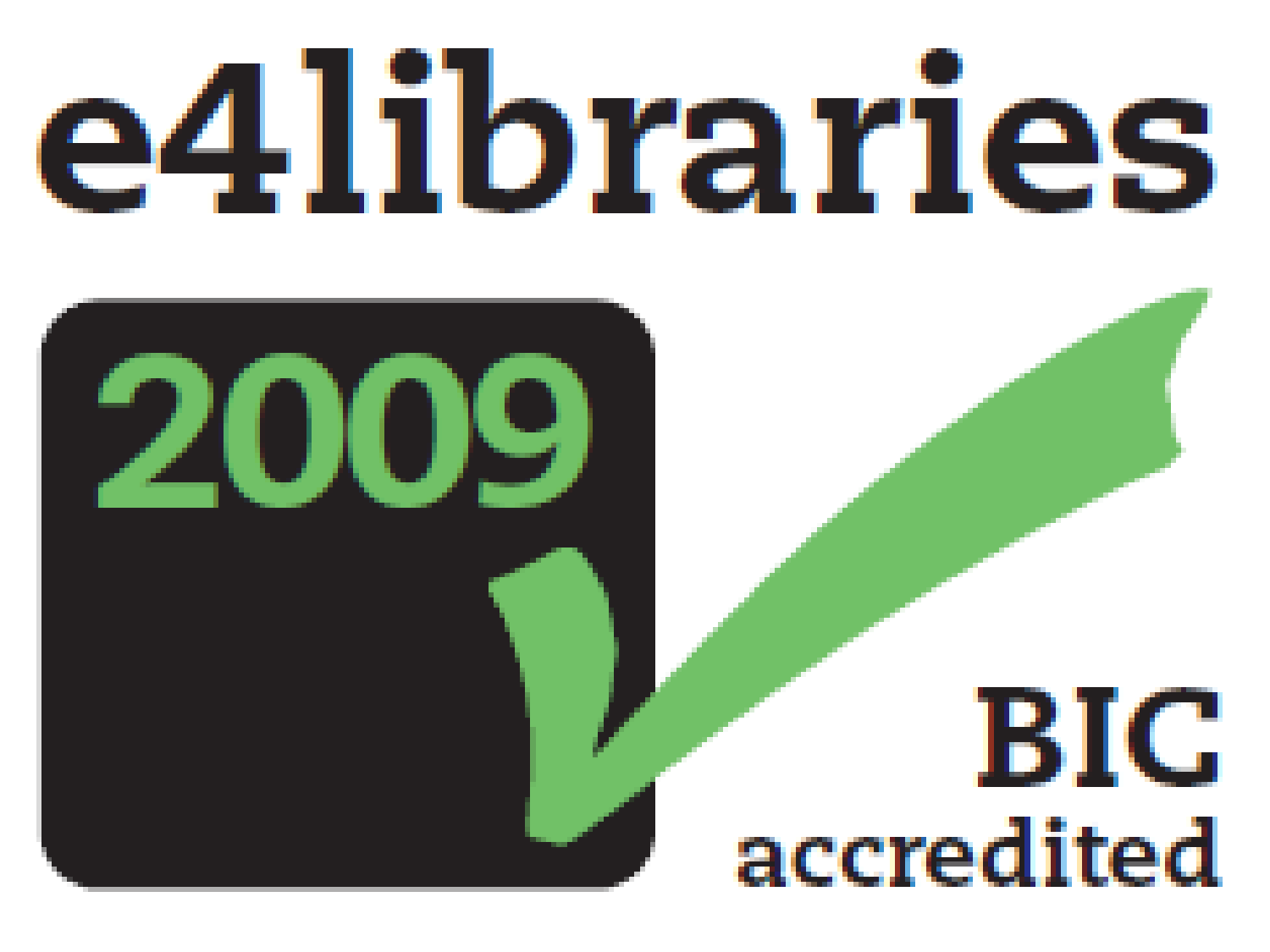e4libraries

2009

BIC

accredited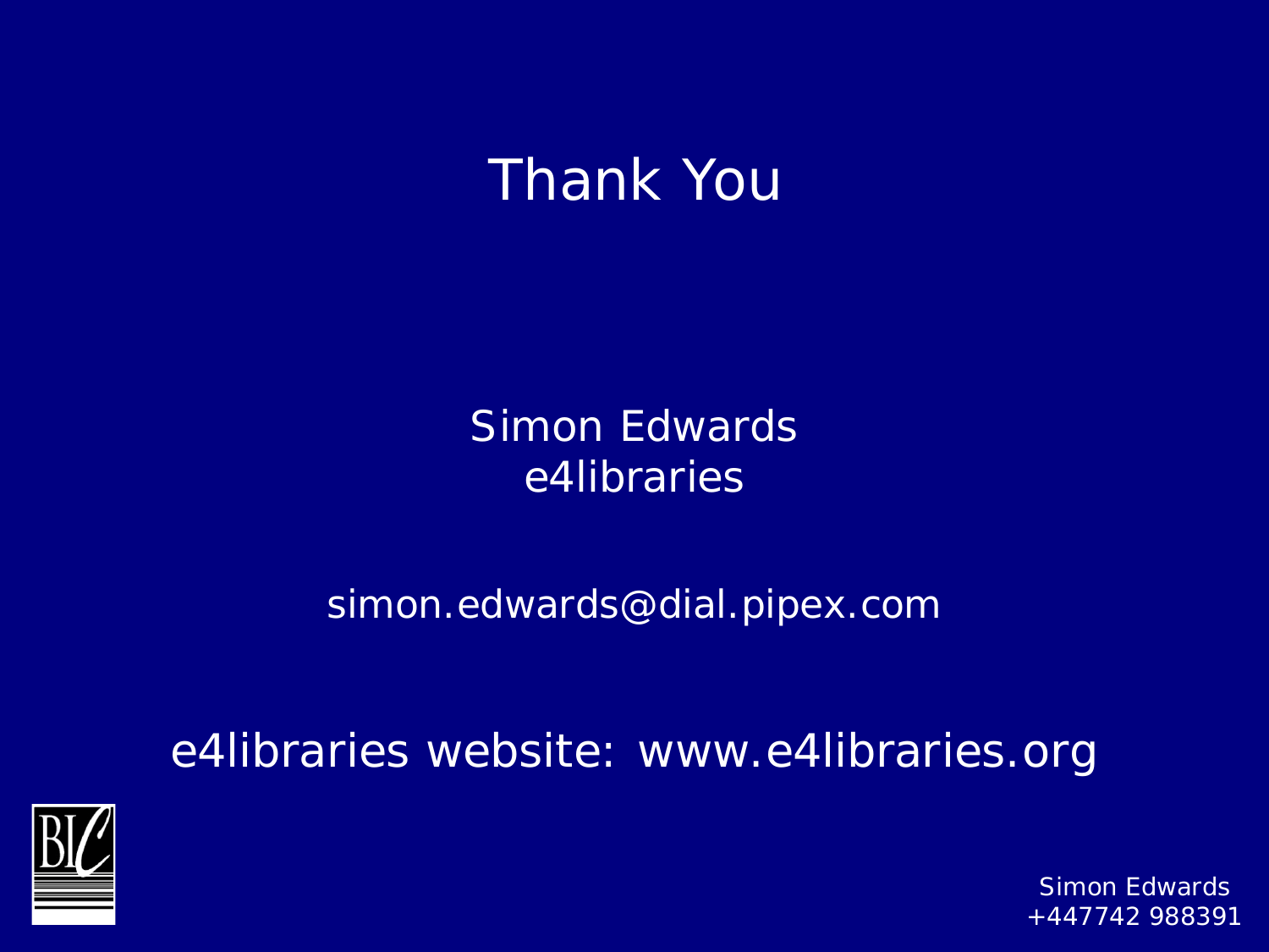# Thank You

Simon Edwards
e4libraries

simon.edwards@dial.pipex.com

e4libraries website: www.e4libraries.org

Simon Edwards
+447742 988391